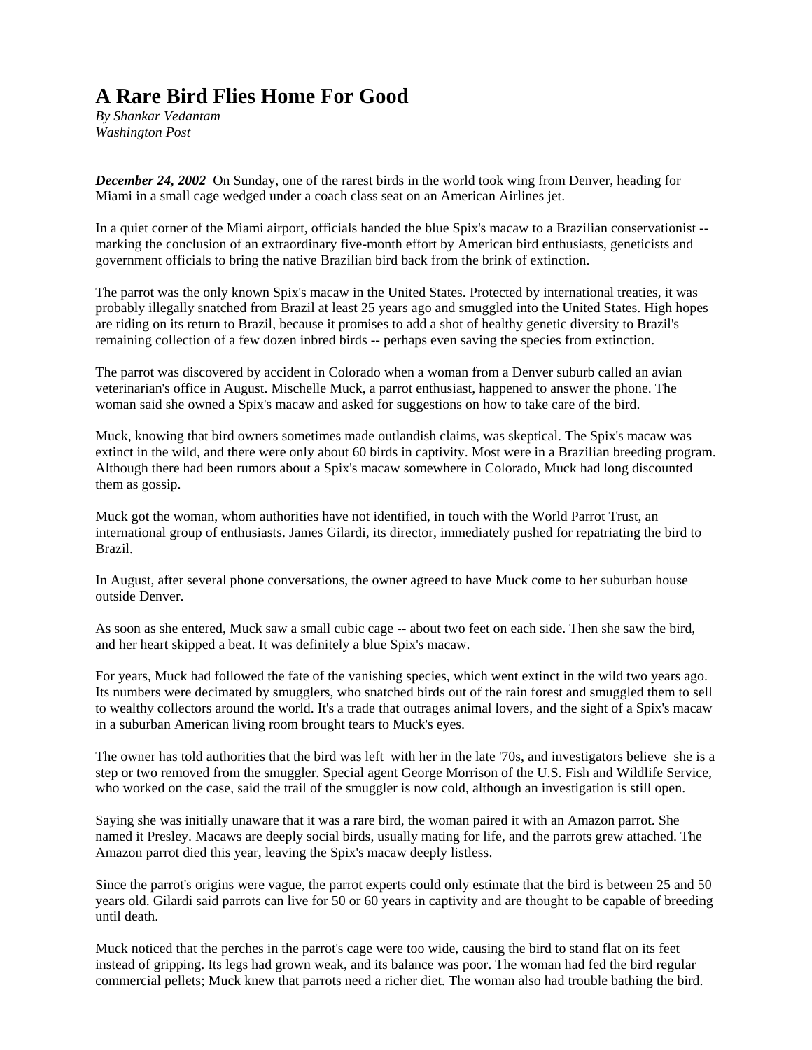# A Rare Bird Flies Home For Good

*By Shankar Vedantam*
*Washington Post*

***December 24, 2002*** On Sunday, one of the rarest birds in the world took wing from Denver, heading for Miami in a small cage wedged under a coach class seat on an American Airlines jet.

In a quiet corner of the Miami airport, officials handed the blue Spix's macaw to a Brazilian conservationist -- marking the conclusion of an extraordinary five-month effort by American bird enthusiasts, geneticists and government officials to bring the native Brazilian bird back from the brink of extinction.

The parrot was the only known Spix's macaw in the United States. Protected by international treaties, it was probably illegally snatched from Brazil at least 25 years ago and smuggled into the United States. High hopes are riding on its return to Brazil, because it promises to add a shot of healthy genetic diversity to Brazil's remaining collection of a few dozen inbred birds -- perhaps even saving the species from extinction.

The parrot was discovered by accident in Colorado when a woman from a Denver suburb called an avian veterinarian's office in August. Mischelle Muck, a parrot enthusiast, happened to answer the phone. The woman said she owned a Spix's macaw and asked for suggestions on how to take care of the bird.

Muck, knowing that bird owners sometimes made outlandish claims, was skeptical. The Spix's macaw was extinct in the wild, and there were only about 60 birds in captivity. Most were in a Brazilian breeding program. Although there had been rumors about a Spix's macaw somewhere in Colorado, Muck had long discounted them as gossip.

Muck got the woman, whom authorities have not identified, in touch with the World Parrot Trust, an international group of enthusiasts. James Gilardi, its director, immediately pushed for repatriating the bird to Brazil.

In August, after several phone conversations, the owner agreed to have Muck come to her suburban house outside Denver.

As soon as she entered, Muck saw a small cubic cage -- about two feet on each side. Then she saw the bird, and her heart skipped a beat. It was definitely a blue Spix's macaw.

For years, Muck had followed the fate of the vanishing species, which went extinct in the wild two years ago. Its numbers were decimated by smugglers, who snatched birds out of the rain forest and smuggled them to sell to wealthy collectors around the world. It's a trade that outrages animal lovers, and the sight of a Spix's macaw in a suburban American living room brought tears to Muck's eyes.

The owner has told authorities that the bird was left with her in the late '70s, and investigators believe she is a step or two removed from the smuggler. Special agent George Morrison of the U.S. Fish and Wildlife Service, who worked on the case, said the trail of the smuggler is now cold, although an investigation is still open.

Saying she was initially unaware that it was a rare bird, the woman paired it with an Amazon parrot. She named it Presley. Macaws are deeply social birds, usually mating for life, and the parrots grew attached. The Amazon parrot died this year, leaving the Spix's macaw deeply listless.

Since the parrot's origins were vague, the parrot experts could only estimate that the bird is between 25 and 50 years old. Gilardi said parrots can live for 50 or 60 years in captivity and are thought to be capable of breeding until death.

Muck noticed that the perches in the parrot's cage were too wide, causing the bird to stand flat on its feet instead of gripping. Its legs had grown weak, and its balance was poor. The woman had fed the bird regular commercial pellets; Muck knew that parrots need a richer diet. The woman also had trouble bathing the bird.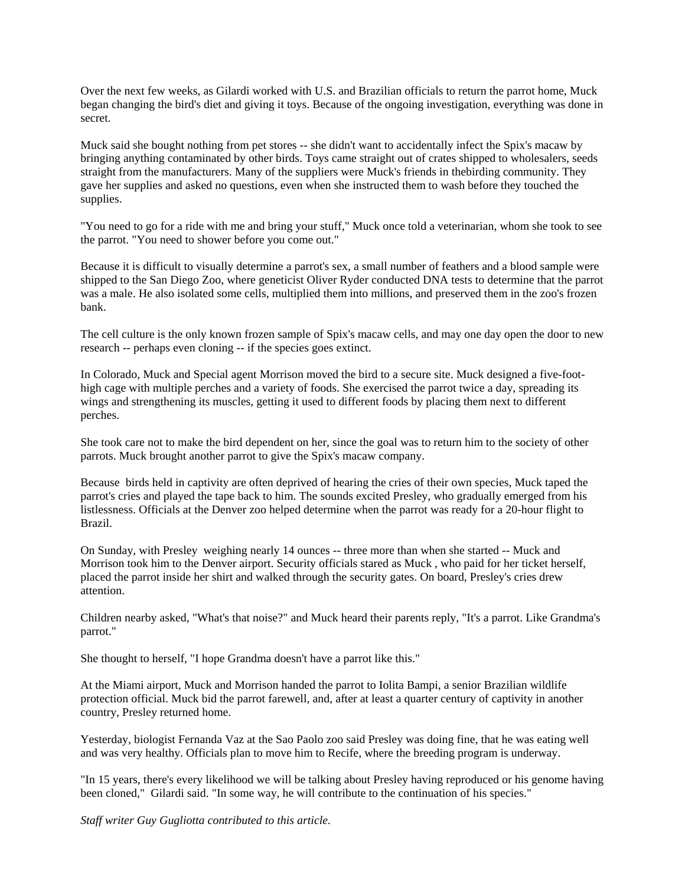Over the next few weeks, as Gilardi worked with U.S. and Brazilian officials to return the parrot home, Muck began changing the bird's diet and giving it toys. Because of the ongoing investigation, everything was done in secret.

Muck said she bought nothing from pet stores -- she didn't want to accidentally infect the Spix's macaw by bringing anything contaminated by other birds. Toys came straight out of crates shipped to wholesalers, seeds straight from the manufacturers. Many of the suppliers were Muck's friends in thebirding community. They gave her supplies and asked no questions, even when she instructed them to wash before they touched the supplies.

"You need to go for a ride with me and bring your stuff," Muck once told a veterinarian, whom she took to see the parrot. "You need to shower before you come out."

Because it is difficult to visually determine a parrot's sex, a small number of feathers and a blood sample were shipped to the San Diego Zoo, where geneticist Oliver Ryder conducted DNA tests to determine that the parrot was a male. He also isolated some cells, multiplied them into millions, and preserved them in the zoo's frozen bank.

The cell culture is the only known frozen sample of Spix's macaw cells, and may one day open the door to new research -- perhaps even cloning -- if the species goes extinct.

In Colorado, Muck and Special agent Morrison moved the bird to a secure site. Muck designed a five-foot-high cage with multiple perches and a variety of foods. She exercised the parrot twice a day, spreading its wings and strengthening its muscles, getting it used to different foods by placing them next to different perches.

She took care not to make the bird dependent on her, since the goal was to return him to the society of other parrots. Muck brought another parrot to give the Spix's macaw company.

Because birds held in captivity are often deprived of hearing the cries of their own species, Muck taped the parrot's cries and played the tape back to him. The sounds excited Presley, who gradually emerged from his listlessness. Officials at the Denver zoo helped determine when the parrot was ready for a 20-hour flight to Brazil.

On Sunday, with Presley weighing nearly 14 ounces -- three more than when she started -- Muck and Morrison took him to the Denver airport. Security officials stared as Muck , who paid for her ticket herself, placed the parrot inside her shirt and walked through the security gates. On board, Presley's cries drew attention.

Children nearby asked, "What's that noise?" and Muck heard their parents reply, "It's a parrot. Like Grandma's parrot."

She thought to herself, "I hope Grandma doesn't have a parrot like this."

At the Miami airport, Muck and Morrison handed the parrot to Iolita Bampi, a senior Brazilian wildlife protection official. Muck bid the parrot farewell, and, after at least a quarter century of captivity in another country, Presley returned home.

Yesterday, biologist Fernanda Vaz at the Sao Paolo zoo said Presley was doing fine, that he was eating well and was very healthy. Officials plan to move him to Recife, where the breeding program is underway.

"In 15 years, there's every likelihood we will be talking about Presley having reproduced or his genome having been cloned," Gilardi said. "In some way, he will contribute to the continuation of his species."

*Staff writer Guy Gugliotta contributed to this article.*